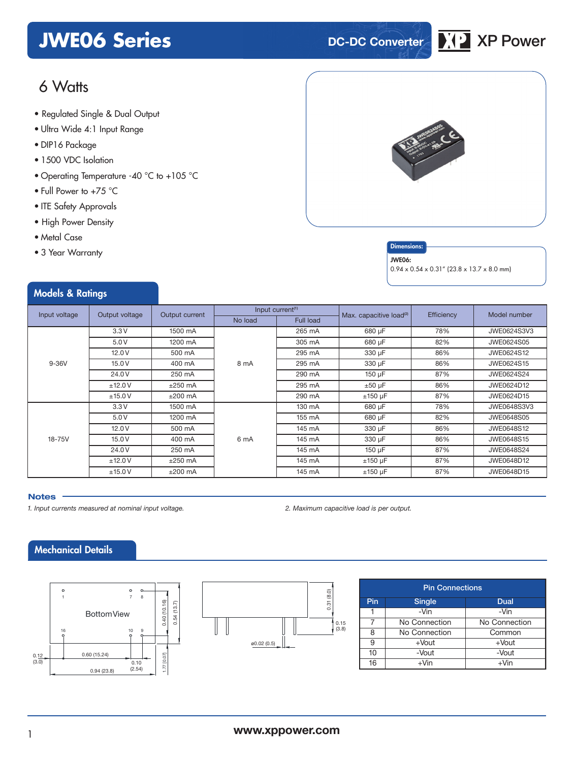# JWE06 Series

DC-DC Converter

XP Power

## 6 Watts

- Regulated Single & Dual Output
- Ultra Wide 4:1 Input Range
- DIP16 Package
- 1500 VDC Isolation
- Operating Temperature -40 °C to +105 °C
- Full Power to +75 °C
- ITE Safety Approvals
- High Power Density
- Metal Case
- 3 Year Warranty

**Dimensions:**

**JWE06:**
0.94 x 0.54 x 0.31″ (23.8 x 13.7 x 8.0 mm)

## Models & Ratings

| Input voltage | Output voltage | Output current | Input current[1] | | Max. capacitive load[2] | Efficiency | Model number |
|---|---|---|---|---|---|---|---|
| | | | No load | Full load | | | |
| 9-36V | 3.3 V | 1500 mA | 8 mA | 265 mA | 680 µF | 78% | JWE0624S3V3 |
| | 5.0 V | 1200 mA | | 305 mA | 680 µF | 82% | JWE0624S05 |
| | 12.0 V | 500 mA | | 295 mA | 330 µF | 86% | JWE0624S12 |
| | 15.0 V | 400 mA | | 295 mA | 330 µF | 86% | JWE0624S15 |
| | 24.0 V | 250 mA | | 290 mA | 150 µF | 87% | JWE0624S24 |
| | ±12.0 V | ±250 mA | | 295 mA | ±50 µF | 86% | JWE0624D12 |
| | ±15.0 V | ±200 mA | | 290 mA | ±150 µF | 87% | JWE0624D15 |
| 18-75V | 3.3 V | 1500 mA | 6 mA | 130 mA | 680 µF | 78% | JWE0648S3V3 |
| | 5.0 V | 1200 mA | | 155 mA | 680 µF | 82% | JWE0648S05 |
| | 12.0 V | 500 mA | | 145 mA | 330 µF | 86% | JWE0648S12 |
| | 15.0 V | 400 mA | | 145 mA | 330 µF | 86% | JWE0648S15 |
| | 24.0 V | 250 mA | | 145 mA | 150 µF | 87% | JWE0648S24 |
| | ±12.0 V | ±250 mA | | 145 mA | ±150 µF | 87% | JWE0648D12 |
| | ±15.0 V | ±200 mA | | 145 mA | ±150 µF | 87% | JWE0648D15 |

**Notes**

*1. Input currents measured at nominal input voltage.*

*2. Maximum capacitive load is per output.*

## Mechanical Details

Bottom View

Pins 1, 7, 8 (top row); 16, 10, 9 (bottom row)

Dimensions: 0.94 (23.8); 0.60 (15.24); 0.12 (3.0); 0.10 (2.54); 0.40 (10.16); 0.54 (13.7); 1.77 [0.07]; 0.31 (8.0); 0.15 (3.8); ø0.02 (0.5)

| Pin Connections | | |
|---|---|---|
| Pin | Single | Dual |
| 1 | -Vin | -Vin |
| 7 | No Connection | No Connection |
| 8 | No Connection | Common |
| 9 | +Vout | +Vout |
| 10 | -Vout | -Vout |
| 16 | +Vin | +Vin |

www.xppower.com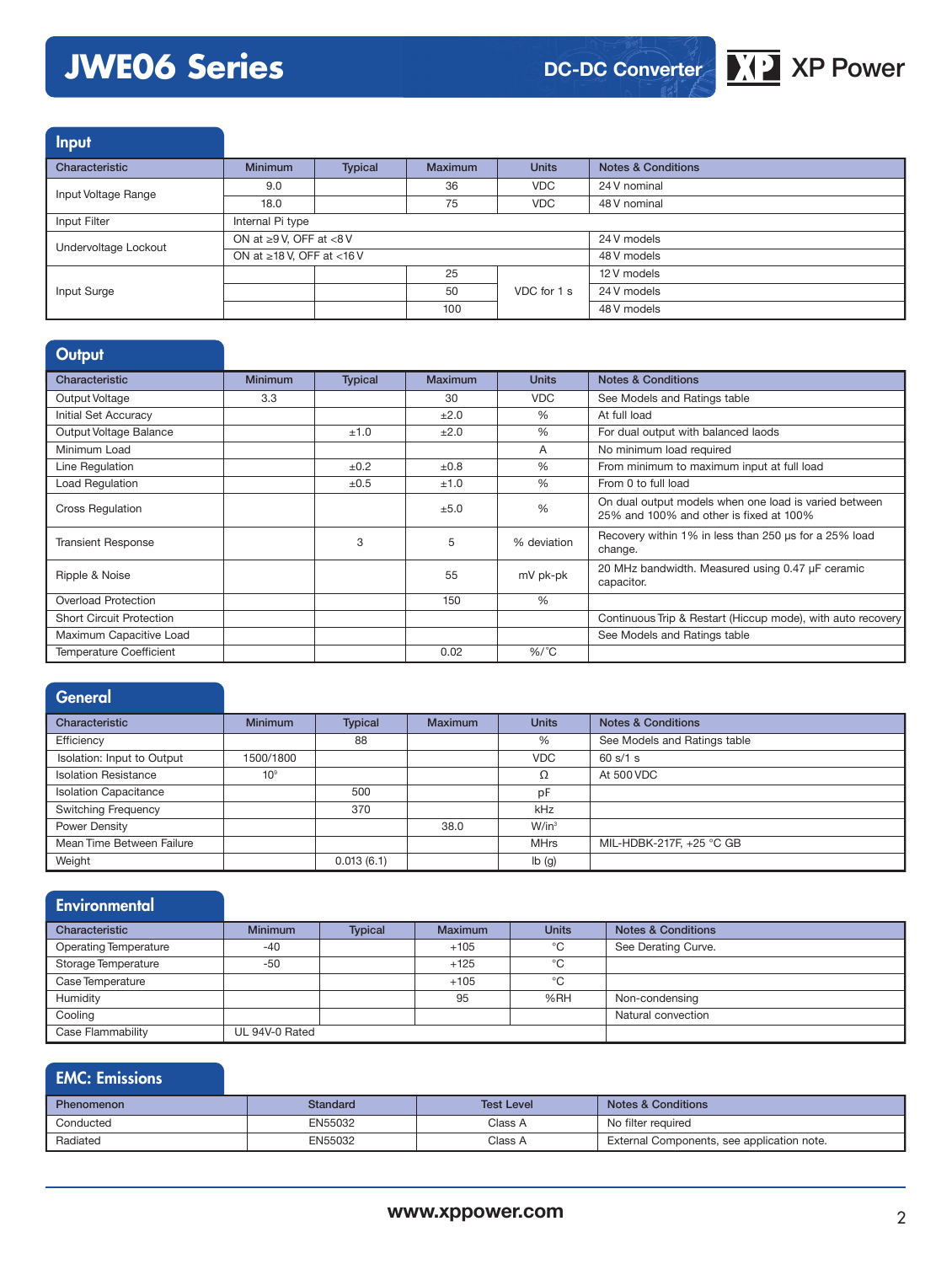# JWE06 Series

DC-DC Converter

## Input

| Characteristic | Minimum | Typical | Maximum | Units | Notes & Conditions |
|---|---|---|---|---|---|
| Input Voltage Range | 9.0 | | 36 | VDC | 24 V nominal |
| | 18.0 | | 75 | VDC | 48 V nominal |
| Input Filter | Internal Pi type | | | | |
| Undervoltage Lockout | ON at ≥9 V, OFF at <8 V | | | | 24 V models |
| | ON at ≥18 V, OFF at <16 V | | | | 48 V models |
| Input Surge | | | 25 | VDC for 1 s | 12 V models |
| | | | 50 | VDC for 1 s | 24 V models |
| | | | 100 | VDC for 1 s | 48 V models |

## Output

| Characteristic | Minimum | Typical | Maximum | Units | Notes & Conditions |
|---|---|---|---|---|---|
| Output Voltage | 3.3 | | 30 | VDC | See Models and Ratings table |
| Initial Set Accuracy | | | ±2.0 | % | At full load |
| Output Voltage Balance | | ±1.0 | ±2.0 | % | For dual output with balanced laods |
| Minimum Load | | | | A | No minimum load required |
| Line Regulation | | ±0.2 | ±0.8 | % | From minimum to maximum input at full load |
| Load Regulation | | ±0.5 | ±1.0 | % | From 0 to full load |
| Cross Regulation | | | ±5.0 | % | On dual output models when one load is varied between 25% and 100% and other is fixed at 100% |
| Transient Response | | 3 | 5 | % deviation | Recovery within 1% in less than 250 µs for a 25% load change. |
| Ripple & Noise | | | 55 | mV pk-pk | 20 MHz bandwidth. Measured using 0.47 µF ceramic capacitor. |
| Overload Protection | | | 150 | % | |
| Short Circuit Protection | | | | | Continuous Trip & Restart (Hiccup mode), with auto recovery |
| Maximum Capacitive Load | | | | | See Models and Ratings table |
| Temperature Coefficient | | | 0.02 | %/°C | |

## General

| Characteristic | Minimum | Typical | Maximum | Units | Notes & Conditions |
|---|---|---|---|---|---|
| Efficiency | | 88 | | % | See Models and Ratings table |
| Isolation: Input to Output | 1500/1800 | | | VDC | 60 s/1 s |
| Isolation Resistance | $10^9$ | | | Ω | At 500 VDC |
| Isolation Capacitance | | 500 | | pF | |
| Switching Frequency | | 370 | | kHz | |
| Power Density | | | 38.0 | W/in³ | |
| Mean Time Between Failure | | | | MHrs | MIL-HDBK-217F, +25 °C GB |
| Weight | | 0.013 (6.1) | | lb (g) | |

## Environmental

| Characteristic | Minimum | Typical | Maximum | Units | Notes & Conditions |
|---|---|---|---|---|---|
| Operating Temperature | -40 | | +105 | °C | See Derating Curve. |
| Storage Temperature | -50 | | +125 | °C | |
| Case Temperature | | | +105 | °C | |
| Humidity | | | 95 | %RH | Non-condensing |
| Cooling | | | | | Natural convection |
| Case Flammability | UL 94V-0 Rated | | | | |

## EMC: Emissions

| Phenomenon | Standard | Test Level | Notes & Conditions |
|---|---|---|---|
| Conducted | EN55032 | Class A | No filter required |
| Radiated | EN55032 | Class A | External Components, see application note. |

www.xppower.com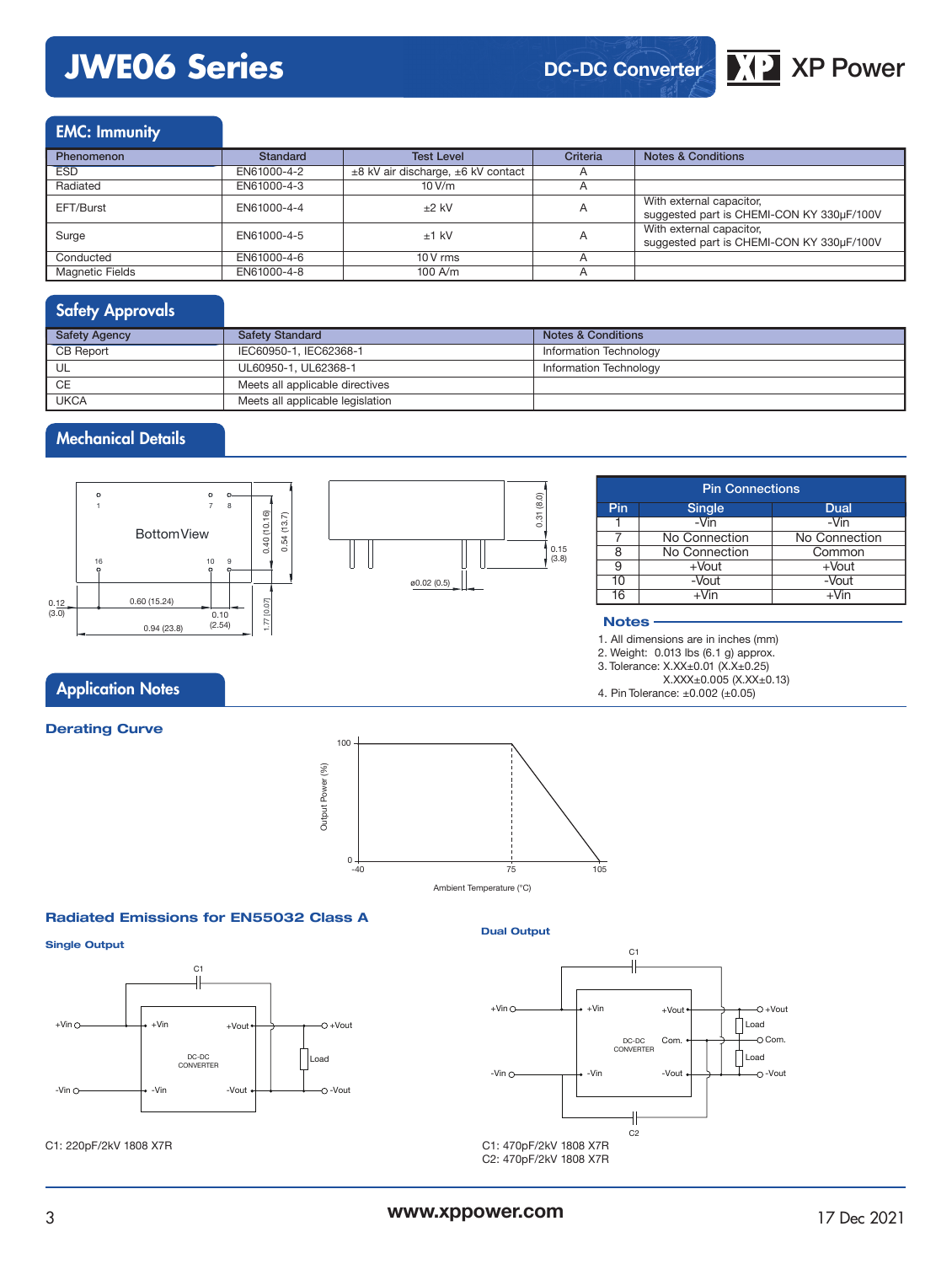# JWE06 Series

DC-DC Converter

XP Power

## EMC: Immunity

| Phenomenon | Standard | Test Level | Criteria | Notes & Conditions |
|---|---|---|---|---|
| ESD | EN61000-4-2 | ±8 kV air discharge, ±6 kV contact | A | |
| Radiated | EN61000-4-3 | 10 V/m | A | |
| EFT/Burst | EN61000-4-4 | ±2 kV | A | With external capacitor, suggested part is CHEMI-CON KY 330μF/100V |
| Surge | EN61000-4-5 | ±1 kV | A | With external capacitor, suggested part is CHEMI-CON KY 330μF/100V |
| Conducted | EN61000-4-6 | 10 V rms | A | |
| Magnetic Fields | EN61000-4-8 | 100 A/m | A | |

## Safety Approvals

| Safety Agency | Safety Standard | Notes & Conditions |
|---|---|---|
| CB Report | IEC60950-1, IEC62368-1 | Information Technology |
| UL | UL60950-1, UL62368-1 | Information Technology |
| CE | Meets all applicable directives | |
| UKCA | Meets all applicable legislation | |

## Mechanical Details

Bottom View

1 7 8

16 10 9

0.40 (10.16)
0.54 (13.7)
0.12 (3.0)
0.60 (15.24)
0.10 (2.54)
0.94 (23.8)
1.77 [0.07]
0.31 (8.0)
0.15 (3.8)
ø0.02 (0.5)

| Pin Connections | | |
|---|---|---|
| Pin | Single | Dual |
| 1 | -Vin | -Vin |
| 7 | No Connection | No Connection |
| 8 | No Connection | Common |
| 9 | +Vout | +Vout |
| 10 | -Vout | -Vout |
| 16 | +Vin | +Vin |

### Notes

1. All dimensions are in inches (mm)
2. Weight: 0.013 lbs (6.1 g) approx.
3. Tolerance: X.XX±0.01 (X.X±0.25)
   X.XXX±0.005 (X.XX±0.13)
4. Pin Tolerance: ±0.002 (±0.05)

## Application Notes

### Derating Curve

Output Power (%)

100

0

-40

75

105

Ambient Temperature (°C)

### Radiated Emissions for EN55032 Class A

#### Single Output

C1

+Vin

-Vin

+Vin

-Vin

DC-DC CONVERTER

+Vout

-Vout

Load

+Vout

-Vout

C1: 220pF/2kV 1808 X7R

#### Dual Output

C1

+Vin

-Vin

+Vin

-Vin

DC-DC CONVERTER

+Vout

Com.

-Vout

Load

Load

+Vout

Com.

-Vout

C2

C1: 470pF/2kV 1808 X7R
C2: 470pF/2kV 1808 X7R

www.xppower.com

17 Dec 2021